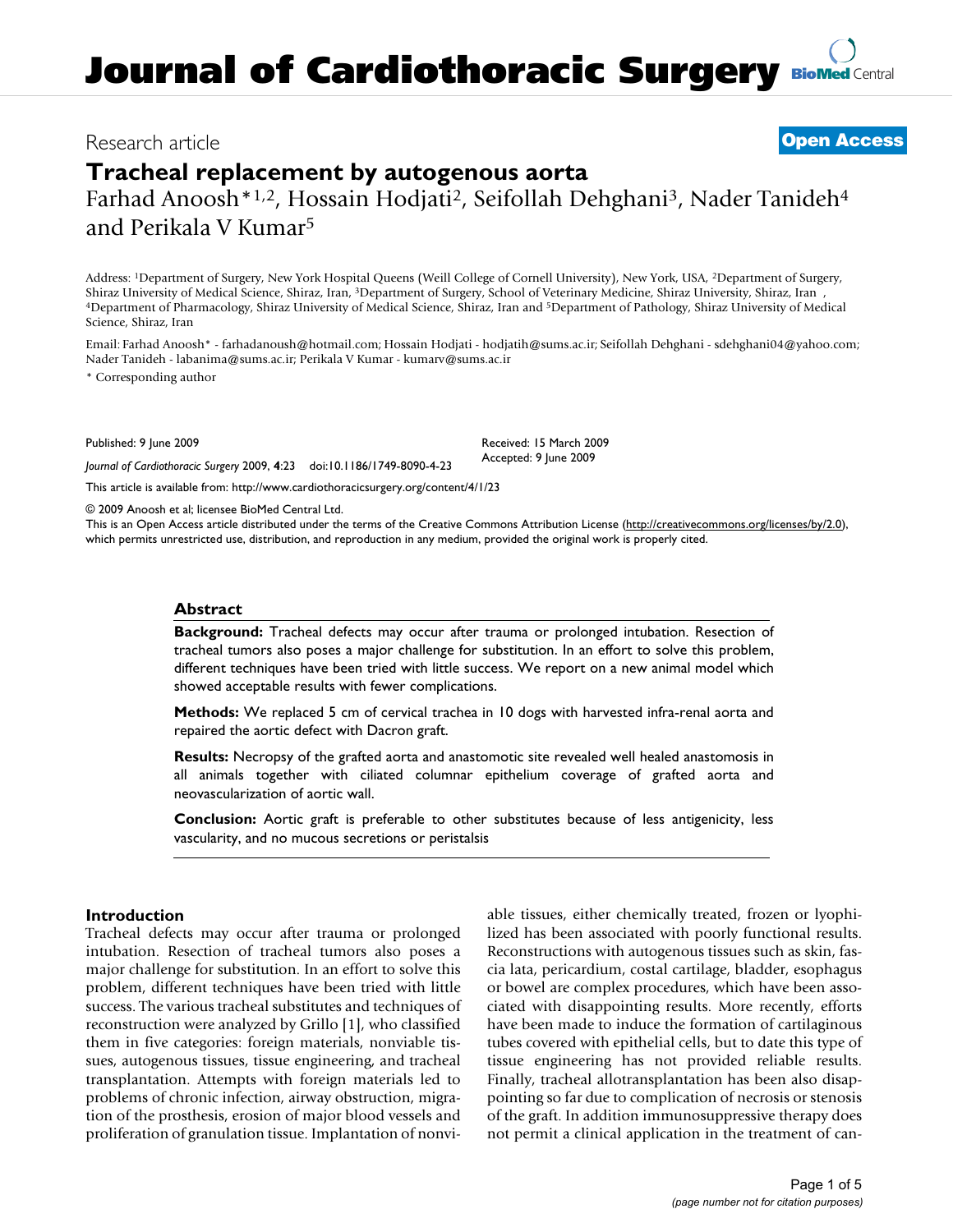# Journal of Cardiothoracic Surgery

Research article

**Open Access**

## Tracheal replacement by autogenous aorta

Farhad Anoosh*[1,2], Hossain Hodjati[2], Seifollah Dehghani[3], Nader Tanideh[4] and Perikala V Kumar[5]

Address: [1]Department of Surgery, New York Hospital Queens (Weill College of Cornell University), New York, USA, [2]Department of Surgery, Shiraz University of Medical Science, Shiraz, Iran, [3]Department of Surgery, School of Veterinary Medicine, Shiraz University, Shiraz, Iran , [4]Department of Pharmacology, Shiraz University of Medical Science, Shiraz, Iran and [5]Department of Pathology, Shiraz University of Medical Science, Shiraz, Iran

Email: Farhad Anoosh* - farhadanoush@hotmail.com; Hossain Hodjati - hodjatih@sums.ac.ir; Seifollah Dehghani - sdehghani04@yahoo.com; Nader Tanideh - labanima@sums.ac.ir; Perikala V Kumar - kumarv@sums.ac.ir

* Corresponding author

Published: 9 June 2009

*Journal of Cardiothoracic Surgery* 2009, **4**:23 doi:10.1186/1749-8090-4-23

Received: 15 March 2009
Accepted: 9 June 2009

This article is available from: http://www.cardiothoracicsurgery.org/content/4/1/23

© 2009 Anoosh et al; licensee BioMed Central Ltd.
This is an Open Access article distributed under the terms of the Creative Commons Attribution License (http://creativecommons.org/licenses/by/2.0), which permits unrestricted use, distribution, and reproduction in any medium, provided the original work is properly cited.

### Abstract

**Background:** Tracheal defects may occur after trauma or prolonged intubation. Resection of tracheal tumors also poses a major challenge for substitution. In an effort to solve this problem, different techniques have been tried with little success. We report on a new animal model which showed acceptable results with fewer complications.

**Methods:** We replaced 5 cm of cervical trachea in 10 dogs with harvested infra-renal aorta and repaired the aortic defect with Dacron graft.

**Results:** Necropsy of the grafted aorta and anastomotic site revealed well healed anastomosis in all animals together with ciliated columnar epithelium coverage of grafted aorta and neovascularization of aortic wall.

**Conclusion:** Aortic graft is preferable to other substitutes because of less antigenicity, less vascularity, and no mucous secretions or peristalsis

### Introduction

Tracheal defects may occur after trauma or prolonged intubation. Resection of tracheal tumors also poses a major challenge for substitution. In an effort to solve this problem, different techniques have been tried with little success. The various tracheal substitutes and techniques of reconstruction were analyzed by Grillo [1], who classified them in five categories: foreign materials, nonviable tissues, autogenous tissues, tissue engineering, and tracheal transplantation. Attempts with foreign materials led to problems of chronic infection, airway obstruction, migration of the prosthesis, erosion of major blood vessels and proliferation of granulation tissue. Implantation of nonviable tissues, either chemically treated, frozen or lyophilized has been associated with poorly functional results. Reconstructions with autogenous tissues such as skin, fascia lata, pericardium, costal cartilage, bladder, esophagus or bowel are complex procedures, which have been associated with disappointing results. More recently, efforts have been made to induce the formation of cartilaginous tubes covered with epithelial cells, but to date this type of tissue engineering has not provided reliable results. Finally, tracheal allotransplantation has been also disappointing so far due to complication of necrosis or stenosis of the graft. In addition immunosuppressive therapy does not permit a clinical application in the treatment of can-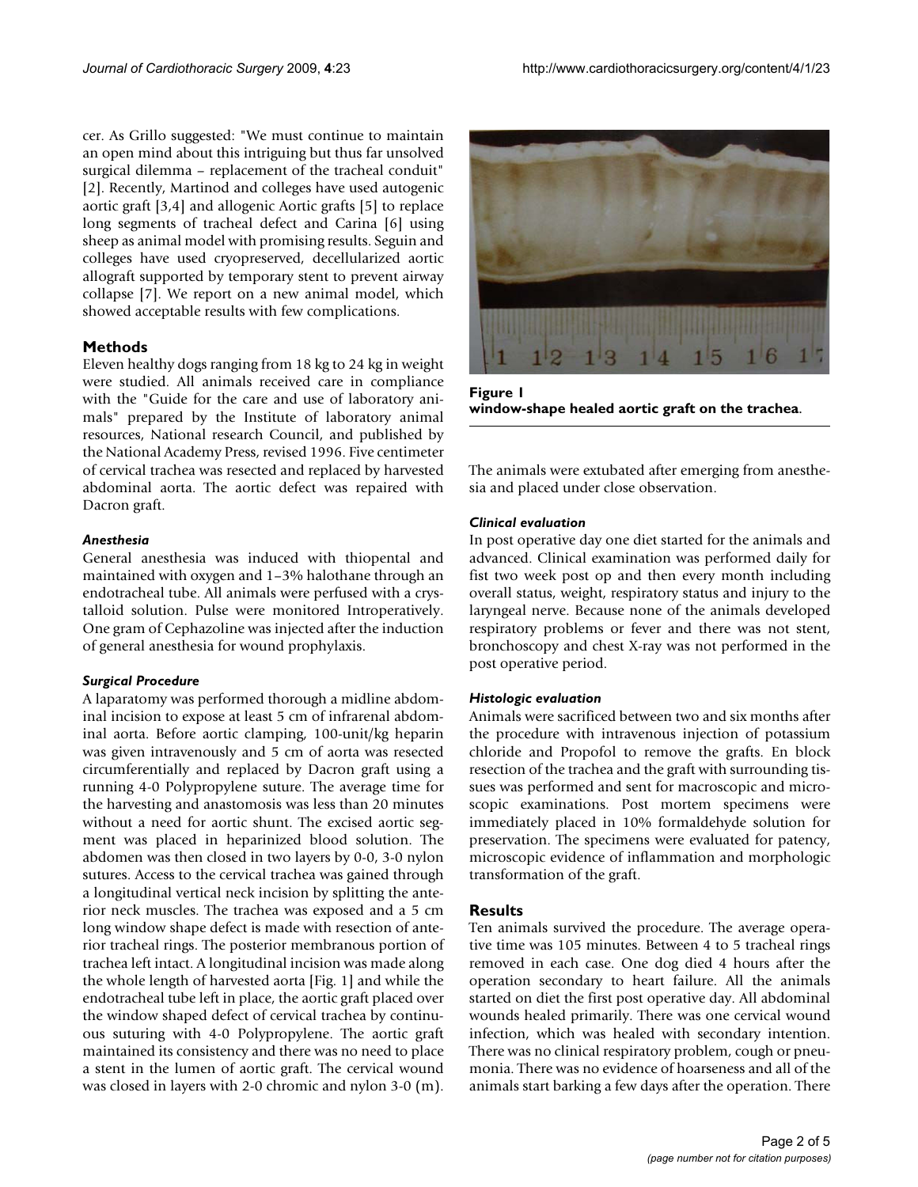cer. As Grillo suggested: "We must continue to maintain an open mind about this intriguing but thus far unsolved surgical dilemma – replacement of the tracheal conduit" [2]. Recently, Martinod and colleges have used autogenic aortic graft [3,4] and allogenic Aortic grafts [5] to replace long segments of tracheal defect and Carina [6] using sheep as animal model with promising results. Seguin and colleges have used cryopreserved, decellularized aortic allograft supported by temporary stent to prevent airway collapse [7]. We report on a new animal model, which showed acceptable results with few complications.

## Methods

Eleven healthy dogs ranging from 18 kg to 24 kg in weight were studied. All animals received care in compliance with the "Guide for the care and use of laboratory animals" prepared by the Institute of laboratory animal resources, National research Council, and published by the National Academy Press, revised 1996. Five centimeter of cervical trachea was resected and replaced by harvested abdominal aorta. The aortic defect was repaired with Dacron graft.

### *Anesthesia*

General anesthesia was induced with thiopental and maintained with oxygen and 1–3% halothane through an endotracheal tube. All animals were perfused with a crystalloid solution. Pulse were monitored Introperatively. One gram of Cephazoline was injected after the induction of general anesthesia for wound prophylaxis.

### *Surgical Procedure*

A laparatomy was performed thorough a midline abdominal incision to expose at least 5 cm of infrarenal abdominal aorta. Before aortic clamping, 100-unit/kg heparin was given intravenously and 5 cm of aorta was resected circumferentially and replaced by Dacron graft using a running 4-0 Polypropylene suture. The average time for the harvesting and anastomosis was less than 20 minutes without a need for aortic shunt. The excised aortic segment was placed in heparinized blood solution. The abdomen was then closed in two layers by 0-0, 3-0 nylon sutures. Access to the cervical trachea was gained through a longitudinal vertical neck incision by splitting the anterior neck muscles. The trachea was exposed and a 5 cm long window shape defect is made with resection of anterior tracheal rings. The posterior membranous portion of trachea left intact. A longitudinal incision was made along the whole length of harvested aorta [Fig. 1] and while the endotracheal tube left in place, the aortic graft placed over the window shaped defect of cervical trachea by continuous suturing with 4-0 Polypropylene. The aortic graft maintained its consistency and there was no need to place a stent in the lumen of aortic graft. The cervical wound was closed in layers with 2-0 chromic and nylon 3-0 (m).

**Figure 1**
**window-shape healed aortic graft on the trachea.**

The animals were extubated after emerging from anesthesia and placed under close observation.

### *Clinical evaluation*

In post operative day one diet started for the animals and advanced. Clinical examination was performed daily for fist two week post op and then every month including overall status, weight, respiratory status and injury to the laryngeal nerve. Because none of the animals developed respiratory problems or fever and there was not stent, bronchoscopy and chest X-ray was not performed in the post operative period.

### *Histologic evaluation*

Animals were sacrificed between two and six months after the procedure with intravenous injection of potassium chloride and Propofol to remove the grafts. En block resection of the trachea and the graft with surrounding tissues was performed and sent for macroscopic and microscopic examinations. Post mortem specimens were immediately placed in 10% formaldehyde solution for preservation. The specimens were evaluated for patency, microscopic evidence of inflammation and morphologic transformation of the graft.

## Results

Ten animals survived the procedure. The average operative time was 105 minutes. Between 4 to 5 tracheal rings removed in each case. One dog died 4 hours after the operation secondary to heart failure. All the animals started on diet the first post operative day. All abdominal wounds healed primarily. There was one cervical wound infection, which was healed with secondary intention. There was no clinical respiratory problem, cough or pneumonia. There was no evidence of hoarseness and all of the animals start barking a few days after the operation. There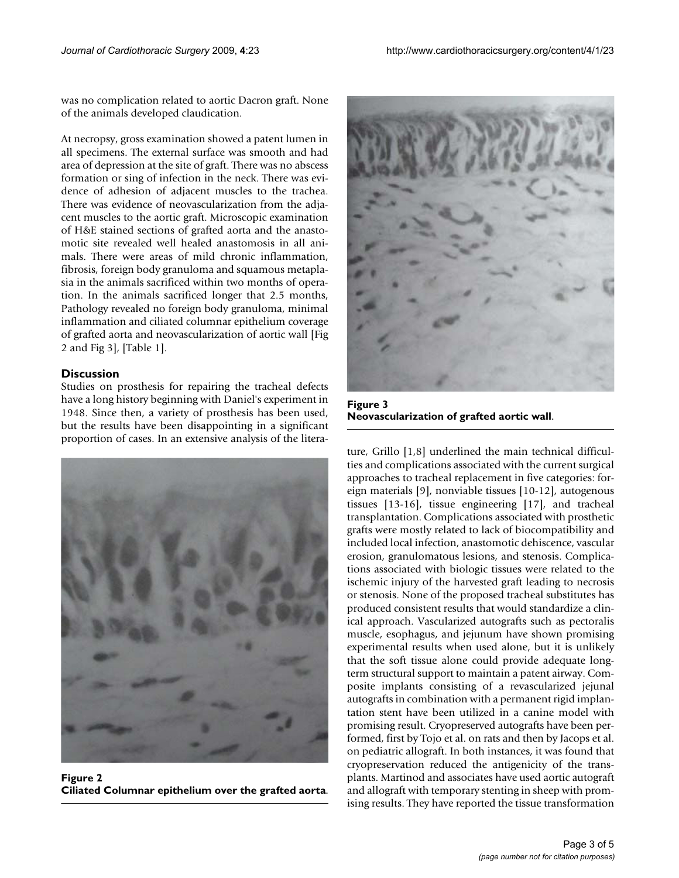was no complication related to aortic Dacron graft. None of the animals developed claudication.

At necropsy, gross examination showed a patent lumen in all specimens. The external surface was smooth and had area of depression at the site of graft. There was no abscess formation or sing of infection in the neck. There was evidence of adhesion of adjacent muscles to the trachea. There was evidence of neovascularization from the adjacent muscles to the aortic graft. Microscopic examination of H&E stained sections of grafted aorta and the anastomotic site revealed well healed anastomosis in all animals. There were areas of mild chronic inflammation, fibrosis, foreign body granuloma and squamous metaplasia in the animals sacrificed within two months of operation. In the animals sacrificed longer that 2.5 months, Pathology revealed no foreign body granuloma, minimal inflammation and ciliated columnar epithelium coverage of grafted aorta and neovascularization of aortic wall [Fig 2 and Fig 3], [Table 1].

## Discussion

Studies on prosthesis for repairing the tracheal defects have a long history beginning with Daniel's experiment in 1948. Since then, a variety of prosthesis has been used, but the results have been disappointing in a significant proportion of cases. In an extensive analysis of the literature, Grillo [1,8] underlined the main technical difficulties and complications associated with the current surgical approaches to tracheal replacement in five categories: foreign materials [9], nonviable tissues [10-12], autogenous tissues [13-16], tissue engineering [17], and tracheal transplantation. Complications associated with prosthetic grafts were mostly related to lack of biocompatibility and included local infection, anastomotic dehiscence, vascular erosion, granulomatous lesions, and stenosis. Complications associated with biologic tissues were related to the ischemic injury of the harvested graft leading to necrosis or stenosis. None of the proposed tracheal substitutes has produced consistent results that would standardize a clinical approach. Vascularized autografts such as pectoralis muscle, esophagus, and jejunum have shown promising experimental results when used alone, but it is unlikely that the soft tissue alone could provide adequate long-term structural support to maintain a patent airway. Composite implants consisting of a revascularized jejunal autografts in combination with a permanent rigid implantation stent have been utilized in a canine model with promising result. Cryopreserved autografts have been performed, first by Tojo et al. on rats and then by Jacops et al. on pediatric allograft. In both instances, it was found that cryopreservation reduced the antigenicity of the transplants. Martinod and associates have used aortic autograft and allograft with temporary stenting in sheep with promising results. They have reported the tissue transformation

**Figure 2**
**Ciliated Columnar epithelium over the grafted aorta.**

**Figure 3**
**Neovascularization of grafted aortic wall.**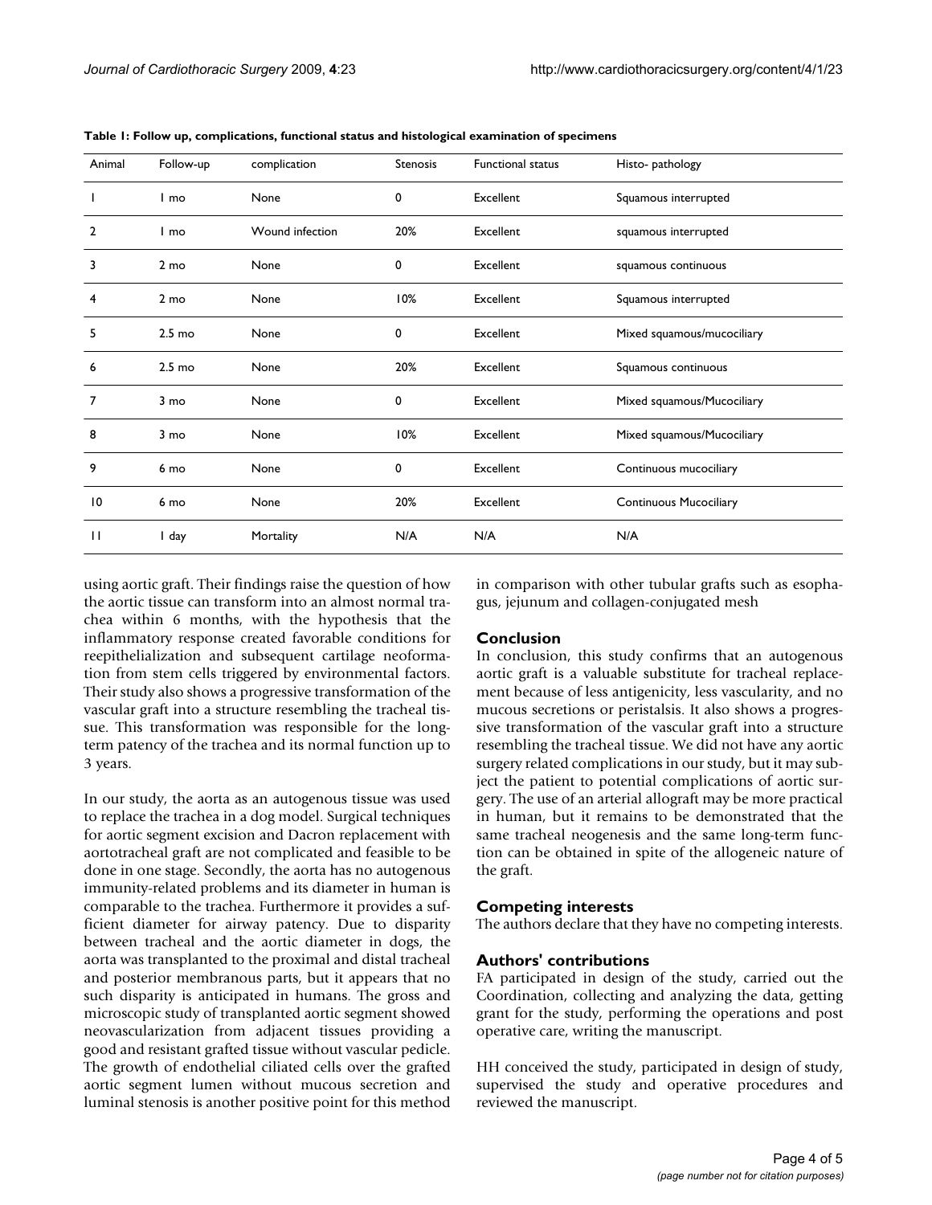**Table 1: Follow up, complications, functional status and histological examination of specimens**

| Animal | Follow-up | complication | Stenosis | Functional status | Histo- pathology |
|---|---|---|---|---|---|
| 1 | 1 mo | None | 0 | Excellent | Squamous interrupted |
| 2 | 1 mo | Wound infection | 20% | Excellent | squamous interrupted |
| 3 | 2 mo | None | 0 | Excellent | squamous continuous |
| 4 | 2 mo | None | 10% | Excellent | Squamous interrupted |
| 5 | 2.5 mo | None | 0 | Excellent | Mixed squamous/mucociliary |
| 6 | 2.5 mo | None | 20% | Excellent | Squamous continuous |
| 7 | 3 mo | None | 0 | Excellent | Mixed squamous/Mucociliary |
| 8 | 3 mo | None | 10% | Excellent | Mixed squamous/Mucociliary |
| 9 | 6 mo | None | 0 | Excellent | Continuous mucociliary |
| 10 | 6 mo | None | 20% | Excellent | Continuous Mucociliary |
| 11 | 1 day | Mortality | N/A | N/A | N/A |

using aortic graft. Their findings raise the question of how the aortic tissue can transform into an almost normal trachea within 6 months, with the hypothesis that the inflammatory response created favorable conditions for reepithelialization and subsequent cartilage neoformation from stem cells triggered by environmental factors. Their study also shows a progressive transformation of the vascular graft into a structure resembling the tracheal tissue. This transformation was responsible for the long-term patency of the trachea and its normal function up to 3 years.

In our study, the aorta as an autogenous tissue was used to replace the trachea in a dog model. Surgical techniques for aortic segment excision and Dacron replacement with aortotracheal graft are not complicated and feasible to be done in one stage. Secondly, the aorta has no autogenous immunity-related problems and its diameter in human is comparable to the trachea. Furthermore it provides a sufficient diameter for airway patency. Due to disparity between tracheal and the aortic diameter in dogs, the aorta was transplanted to the proximal and distal tracheal and posterior membranous parts, but it appears that no such disparity is anticipated in humans. The gross and microscopic study of transplanted aortic segment showed neovascularization from adjacent tissues providing a good and resistant grafted tissue without vascular pedicle. The growth of endothelial ciliated cells over the grafted aortic segment lumen without mucous secretion and luminal stenosis is another positive point for this method in comparison with other tubular grafts such as esophagus, jejunum and collagen-conjugated mesh

## Conclusion

In conclusion, this study confirms that an autogenous aortic graft is a valuable substitute for tracheal replacement because of less antigenicity, less vascularity, and no mucous secretions or peristalsis. It also shows a progressive transformation of the vascular graft into a structure resembling the tracheal tissue. We did not have any aortic surgery related complications in our study, but it may subject the patient to potential complications of aortic surgery. The use of an arterial allograft may be more practical in human, but it remains to be demonstrated that the same tracheal neogenesis and the same long-term function can be obtained in spite of the allogeneic nature of the graft.

## Competing interests

The authors declare that they have no competing interests.

## Authors' contributions

FA participated in design of the study, carried out the Coordination, collecting and analyzing the data, getting grant for the study, performing the operations and post operative care, writing the manuscript.

HH conceived the study, participated in design of study, supervised the study and operative procedures and reviewed the manuscript.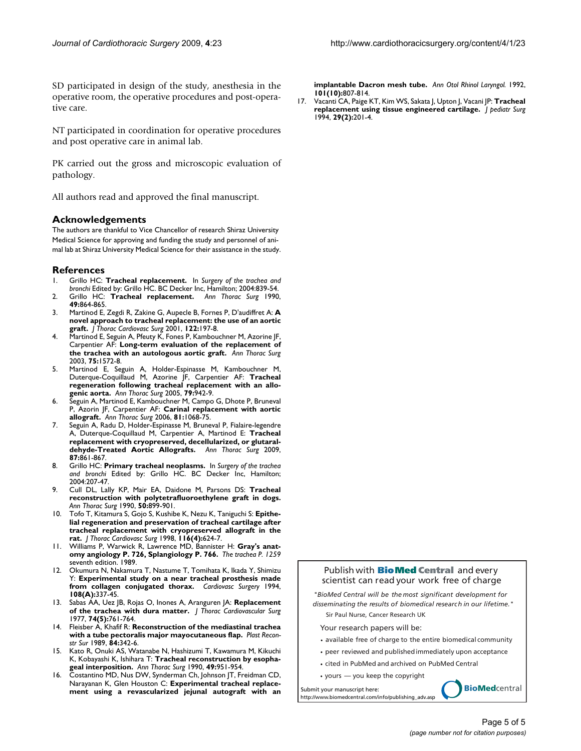SD participated in design of the study, anesthesia in the operative room, the operative procedures and post-operative care.

NT participated in coordination for operative procedures and post operative care in animal lab.

PK carried out the gross and microscopic evaluation of pathology.

All authors read and approved the final manuscript.

## Acknowledgements

The authors are thankful to Vice Chancellor of research Shiraz University Medical Science for approving and funding the study and personnel of animal lab at Shiraz University Medical Science for their assistance in the study.

## References

1. Grillo HC: **Tracheal replacement.** In *Surgery of the trachea and bronchi* Edited by: Grillo HC. BC Decker Inc, Hamilton; 2004:839-54.
2. Grillo HC: **Tracheal replacement.** *Ann Thorac Surg* 1990, **49:**864-865.
3. Martinod E, Zegdi R, Zakine G, Aupecle B, Fornes P, D'audiffret A: **A novel approach to tracheal replacement: the use of an aortic graft.** *J Thorac Cardiovasc Surg* 2001, **122:**197-8.
4. Martinod E, Seguin A, Pfeuty K, Fones P, Kambouchner M, Azorine JF, Carpentier AF: **Long-term evaluation of the replacement of the trachea with an autologous aortic graft.** *Ann Thorac Surg* 2003, **75:**1572-8.
5. Martinod E, Seguin A, Holder-Espinasse M, Kambouchner M, Duterque-Coquillaud M, Azorine JF, Carpentier AF: **Tracheal regeneration following tracheal replacement with an allogenic aorta.** *Ann Thorac Surg* 2005, **79:**942-9.
6. Seguin A, Martinod E, Kambouchner M, Campo G, Dhote P, Bruneval P, Azorin JF, Carpentier AF: **Carinal replacement with aortic allograft.** *Ann Thorac Surg* 2006, **81:**1068-75.
7. Seguin A, Radu D, Holder-Espinasse M, Bruneval P, Fialaire-legendre A, Duterque-Coquillaud M, Carpentier A, Martinod E: **Tracheal replacement with cryopreserved, decellularized, or glutaraldehyde-Treated Aortic Allografts.** *Ann Thorac Surg* 2009, **87:**861-867.
8. Grillo HC: **Primary tracheal neoplasms.** In *Surgery of the trachea and bronchi* Edited by: Grillo HC. BC Decker Inc, Hamilton; 2004:207-47.
9. Cull DL, Lally KP, Mair EA, Daidone M, Parsons DS: **Tracheal reconstruction with polytetrafluoroethylene graft in dogs.** *Ann Thorac Surg* 1990, **50:**899-901.
10. Tofo T, Kitamura S, Gojo S, Kushibe K, Nezu K, Taniguchi S: **Epithelial regeneration and preservation of tracheal cartilage after tracheal replacement with cryopreserved allograft in the rat.** *J Thorac Cardiovasc Surg* 1998, **116(4):**624-7.
11. Williams P, Warwick R, Lawrence MD, Bannister H: **Gray's anatomy angiology P. 726, Splangiology P. 766.** *The trachea P. 1259* seventh edition. 1989.
12. Okumura N, Nakamura T, Nastume T, Tomihata K, Ikada Y, Shimizu Y: **Experimental study on a near tracheal prosthesis made from collagen conjugated thorax.** *Cardiovasc Surgery* 1994, **108(A):**337-45.
13. Sabas AA, Uez JB, Rojas O, Inones A, Aranguren JA: **Replacement of the trachea with dura matter.** *J Thorac Cardiovascular Surg* 1977, **74(5):**761-764.
14. Fleisber A, Khafif R: **Reconstruction of the mediastinal trachea with a tube pectoralis major mayocutaneous flap.** *Plast Reconstr Sur* 1989, **84:**342-6.
15. Kato R, Onuki AS, Watanabe N, Hashizumi T, Kawamura M, Kikuchi K, Kobayashi K, Ishihara T: **Tracheal reconstruction by esophageal interposition.** *Ann Thorac Surg* 1990, **49:**951-954.
16. Costantino MD, Nus DW, Synderman Ch, Johnson JT, Freidman CD, Narayanan K, Glen Houston C: **Experimental tracheal replacement using a revascularized jejunal autograft with an implantable Dacron mesh tube.** *Ann Otol Rhinol Laryngol.* 1992, **101(10):**807-814.
17. Vacanti CA, Paige KT, Kim WS, Sakata J, Upton J, Vacani JP: **Tracheal replacement using tissue engineered cartilage.** *J pediatr Surg* 1994, **29(2):**201-4.

Publish with **BioMed Central** and every scientist can read your work free of charge

*"BioMed Central will be the most significant development for disseminating the results of biomedical research in our lifetime."*

Sir Paul Nurse, Cancer Research UK

Your research papers will be:

- available free of charge to the entire biomedical community
- peer reviewed and published immediately upon acceptance
- cited in PubMed and archived on PubMed Central
- yours — you keep the copyright

Submit your manuscript here:
http://www.biomedcentral.com/info/publishing_adv.asp

BioMedcentral